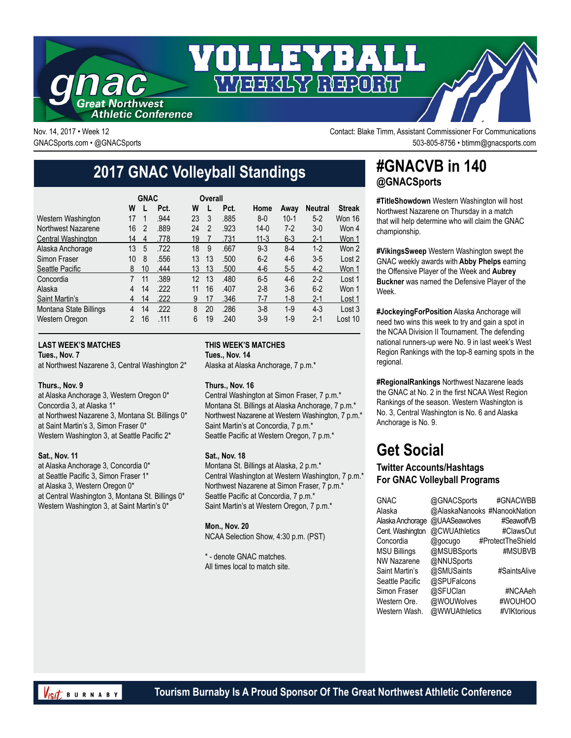# VOLLEYBALL WEEKLY REPORT

gnac Great Northwest Athletic Conference

Nov. 14, 2017 • Week 12
GNACSports.com • @GNACSports

Contact: Blake Timm, Assistant Commissioner For Communications
503-805-8756 • btimm@gnacsports.com

## 2017 GNAC Volleyball Standings

| | GNAC | | | Overall | | | | | | |
|---|---|---|---|---|---|---|---|---|---|---|
| | W | L | Pct. | W | L | Pct. | Home | Away | Neutral | Streak |
| Western Washington | 17 | 1 | .944 | 23 | 3 | .885 | 8-0 | 10-1 | 5-2 | Won 16 |
| Northwest Nazarene | 16 | 2 | .889 | 24 | 2 | .923 | 14-0 | 7-2 | 3-0 | Won 4 |
| Central Washington | 14 | 4 | .778 | 19 | 7 | .731 | 11-3 | 6-3 | 2-1 | Won 1 |
| Alaska Anchorage | 13 | 5 | .722 | 18 | 9 | .667 | 9-3 | 8-4 | 1-2 | Won 2 |
| Simon Fraser | 10 | 8 | .556 | 13 | 13 | .500 | 6-2 | 4-6 | 3-5 | Lost 2 |
| Seattle Pacific | 8 | 10 | .444 | 13 | 13 | .500 | 4-6 | 5-5 | 4-2 | Won 1 |
| Concordia | 7 | 11 | .389 | 12 | 13 | .480 | 6-5 | 4-6 | 2-2 | Lost 1 |
| Alaska | 4 | 14 | .222 | 11 | 16 | .407 | 2-8 | 3-6 | 6-2 | Won 1 |
| Saint Martin's | 4 | 14 | .222 | 9 | 17 | .346 | 7-7 | 1-8 | 2-1 | Lost 1 |
| Montana State Billings | 4 | 14 | .222 | 8 | 20 | .286 | 3-8 | 1-9 | 4-3 | Lost 3 |
| Western Oregon | 2 | 16 | .111 | 6 | 19 | .240 | 3-9 | 1-9 | 2-1 | Lost 10 |

### LAST WEEK'S MATCHES

**Tues., Nov. 7**
at Northwest Nazarene 3, Central Washington 2*

**Thurs., Nov. 9**
at Alaska Anchorage 3, Western Oregon 0*
Concordia 3, at Alaska 1*
at Northwest Nazarene 3, Montana St. Billings 0*
at Saint Martin's 3, Simon Fraser 0*
Western Washington 3, at Seattle Pacific 2*

**Sat., Nov. 11**
at Alaska Anchorage 3, Concordia 0*
at Seattle Pacific 3, Simon Fraser 1*
at Alaska 3, Western Oregon 0*
at Central Washington 3, Montana St. Billings 0*
Western Washington 3, at Saint Martin's 0*

### THIS WEEK'S MATCHES

**Tues., Nov. 14**
Alaska at Alaska Anchorage, 7 p.m.*

**Thurs., Nov. 16**
Central Washington at Simon Fraser, 7 p.m.*
Montana St. Billings at Alaska Anchorage, 7 p.m.*
Northwest Nazarene at Western Washington, 7 p.m.*
Saint Martin's at Concordia, 7 p.m.*
Seattle Pacific at Western Oregon, 7 p.m.*

**Sat., Nov. 18**
Montana St. Billings at Alaska, 2 p.m.*
Central Washington at Western Washington, 7 p.m.*
Northwest Nazarene at Simon Fraser, 7 p.m.*
Seattle Pacific at Concordia, 7 p.m.*
Saint Martin's at Western Oregon, 7 p.m.*

**Mon., Nov. 20**
NCAA Selection Show, 4:30 p.m. (PST)

* - denote GNAC matches.
All times local to match site.

## #GNACVB in 140
### @GNACSports

**#TitleShowdown** Western Washington will host Northwest Nazarene on Thursday in a match that will help determine who will claim the GNAC championship.

**#VikingsSweep** Western Washington swept the GNAC weekly awards with **Abby Phelps** earning the Offensive Player of the Week and **Aubrey Buckner** was named the Defensive Player of the Week.

**#JockeyingForPosition** Alaska Anchorage will need two wins this week to try and gain a spot in the NCAA Division II Tournament. The defending national runners-up were No. 9 in last week's West Region Rankings with the top-8 earning spots in the regional.

**#RegionalRankings** Northwest Nazarene leads the GNAC at No. 2 in the first NCAA West Region Rankings of the season. Western Washington is No. 3, Central Washington is No. 6 and Alaska Anchorage is No. 9.

## Get Social
### Twitter Accounts/Hashtags For GNAC Volleyball Programs

| | | |
|---|---|---|
| GNAC | @GNACSports | #GNACWBB |
| Alaska | @AlaskaNanooks | #NanookNation |
| Alaska Anchorage | @UAASeawolves | #SeawolfVB |
| Cent. Washington | @CWUAthletics | #ClawsOut |
| Concordia | @gocugo | #ProtectTheShield |
| MSU Billings | @MSUBSports | #MSUBVB |
| NW Nazarene | @NNUSports | |
| Saint Martin's | @SMUSaints | #SaintsAlive |
| Seattle Pacific | @SPUFalcons | |
| Simon Fraser | @SFUClan | #NCAAeh |
| Western Ore. | @WOUWolves | #WOUHOO |
| Western Wash. | @WWUAthletics | #VIKtorious |

Tourism Burnaby Is A Proud Sponsor Of The Great Northwest Athletic Conference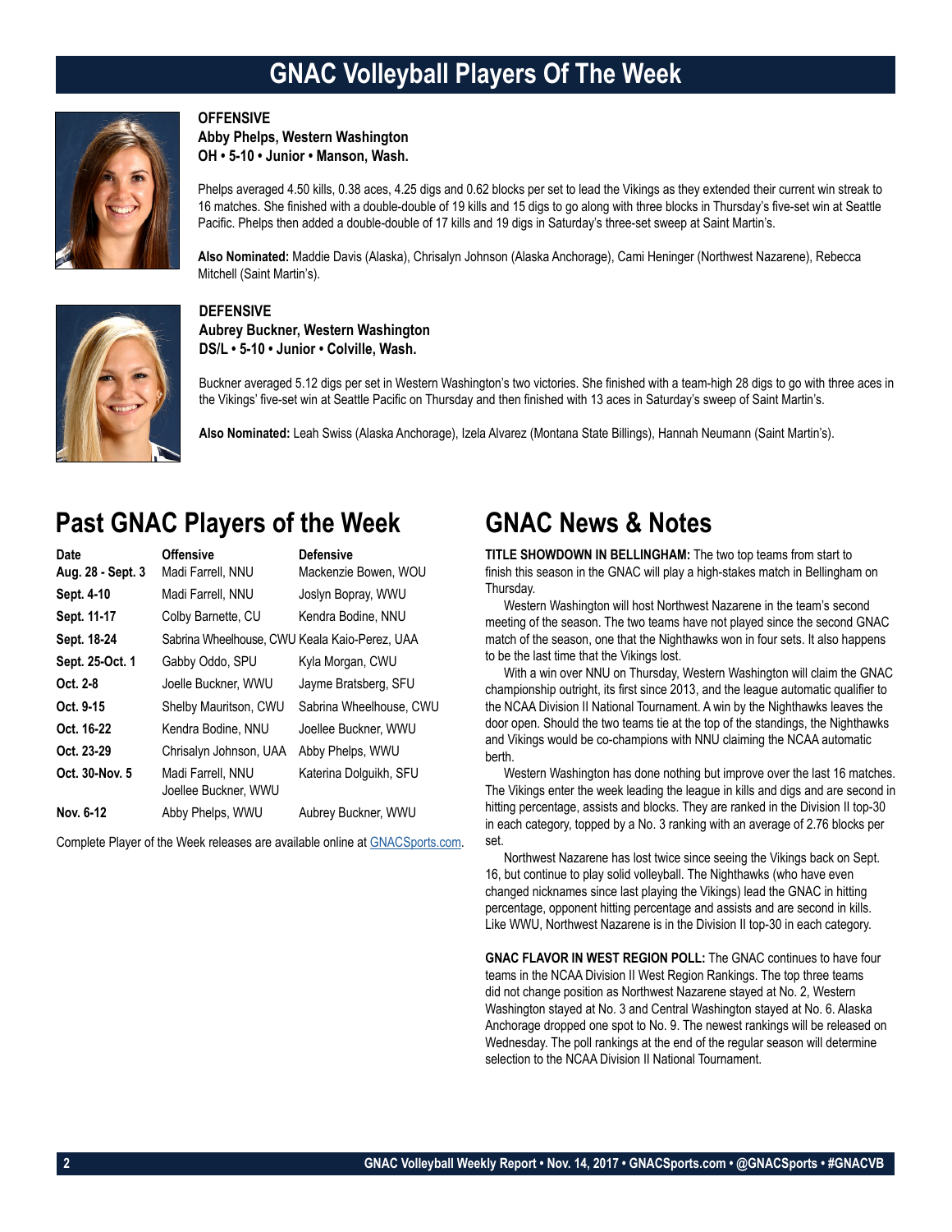# GNAC Volleyball Players Of The Week

**OFFENSIVE**
**Abby Phelps, Western Washington**
**OH • 5-10 • Junior • Manson, Wash.**

Phelps averaged 4.50 kills, 0.38 aces, 4.25 digs and 0.62 blocks per set to lead the Vikings as they extended their current win streak to 16 matches. She finished with a double-double of 19 kills and 15 digs to go along with three blocks in Thursday's five-set win at Seattle Pacific. Phelps then added a double-double of 17 kills and 19 digs in Saturday's three-set sweep at Saint Martin's.

**Also Nominated:** Maddie Davis (Alaska), Chrisalyn Johnson (Alaska Anchorage), Cami Heninger (Northwest Nazarene), Rebecca Mitchell (Saint Martin's).

**DEFENSIVE**
**Aubrey Buckner, Western Washington**
**DS/L • 5-10 • Junior • Colville, Wash.**

Buckner averaged 5.12 digs per set in Western Washington's two victories. She finished with a team-high 28 digs to go with three aces in the Vikings' five-set win at Seattle Pacific on Thursday and then finished with 13 aces in Saturday's sweep of Saint Martin's.

**Also Nominated:** Leah Swiss (Alaska Anchorage), Izela Alvarez (Montana State Billings), Hannah Neumann (Saint Martin's).

## Past GNAC Players of the Week

| Date | Offensive | Defensive |
|---|---|---|
| Aug. 28 - Sept. 3 | Madi Farrell, NNU | Mackenzie Bowen, WOU |
| Sept. 4-10 | Madi Farrell, NNU | Joslyn Bopray, WWU |
| Sept. 11-17 | Colby Barnette, CU | Kendra Bodine, NNU |
| Sept. 18-24 | Sabrina Wheelhouse, CWU | Keala Kaio-Perez, UAA |
| Sept. 25-Oct. 1 | Gabby Oddo, SPU | Kyla Morgan, CWU |
| Oct. 2-8 | Joelle Buckner, WWU | Jayme Bratsberg, SFU |
| Oct. 9-15 | Shelby Mauritson, CWU | Sabrina Wheelhouse, CWU |
| Oct. 16-22 | Kendra Bodine, NNU | Joellee Buckner, WWU |
| Oct. 23-29 | Chrisalyn Johnson, UAA | Abby Phelps, WWU |
| Oct. 30-Nov. 5 | Madi Farrell, NNU<br>Joellee Buckner, WWU | Katerina Dolguikh, SFU |
| Nov. 6-12 | Abby Phelps, WWU | Aubrey Buckner, WWU |

Complete Player of the Week releases are available online at GNACSports.com.

## GNAC News & Notes

**TITLE SHOWDOWN IN BELLINGHAM:** The two top teams from start to finish this season in the GNAC will play a high-stakes match in Bellingham on Thursday.

Western Washington will host Northwest Nazarene in the team's second meeting of the season. The two teams have not played since the second GNAC match of the season, one that the Nighthawks won in four sets. It also happens to be the last time that the Vikings lost.

With a win over NNU on Thursday, Western Washington will claim the GNAC championship outright, its first since 2013, and the league automatic qualifier to the NCAA Division II National Tournament. A win by the Nighthawks leaves the door open. Should the two teams tie at the top of the standings, the Nighthawks and Vikings would be co-champions with NNU claiming the NCAA automatic berth.

Western Washington has done nothing but improve over the last 16 matches. The Vikings enter the week leading the league in kills and digs and are second in hitting percentage, assists and blocks. They are ranked in the Division II top-30 in each category, topped by a No. 3 ranking with an average of 2.76 blocks per set.

Northwest Nazarene has lost twice since seeing the Vikings back on Sept. 16, but continue to play solid volleyball. The Nighthawks (who have even changed nicknames since last playing the Vikings) lead the GNAC in hitting percentage, opponent hitting percentage and assists and are second in kills. Like WWU, Northwest Nazarene is in the Division II top-30 in each category.

**GNAC FLAVOR IN WEST REGION POLL:** The GNAC continues to have four teams in the NCAA Division II West Region Rankings. The top three teams did not change position as Northwest Nazarene stayed at No. 2, Western Washington stayed at No. 3 and Central Washington stayed at No. 6. Alaska Anchorage dropped one spot to No. 9. The newest rankings will be released on Wednesday. The poll rankings at the end of the regular season will determine selection to the NCAA Division II National Tournament.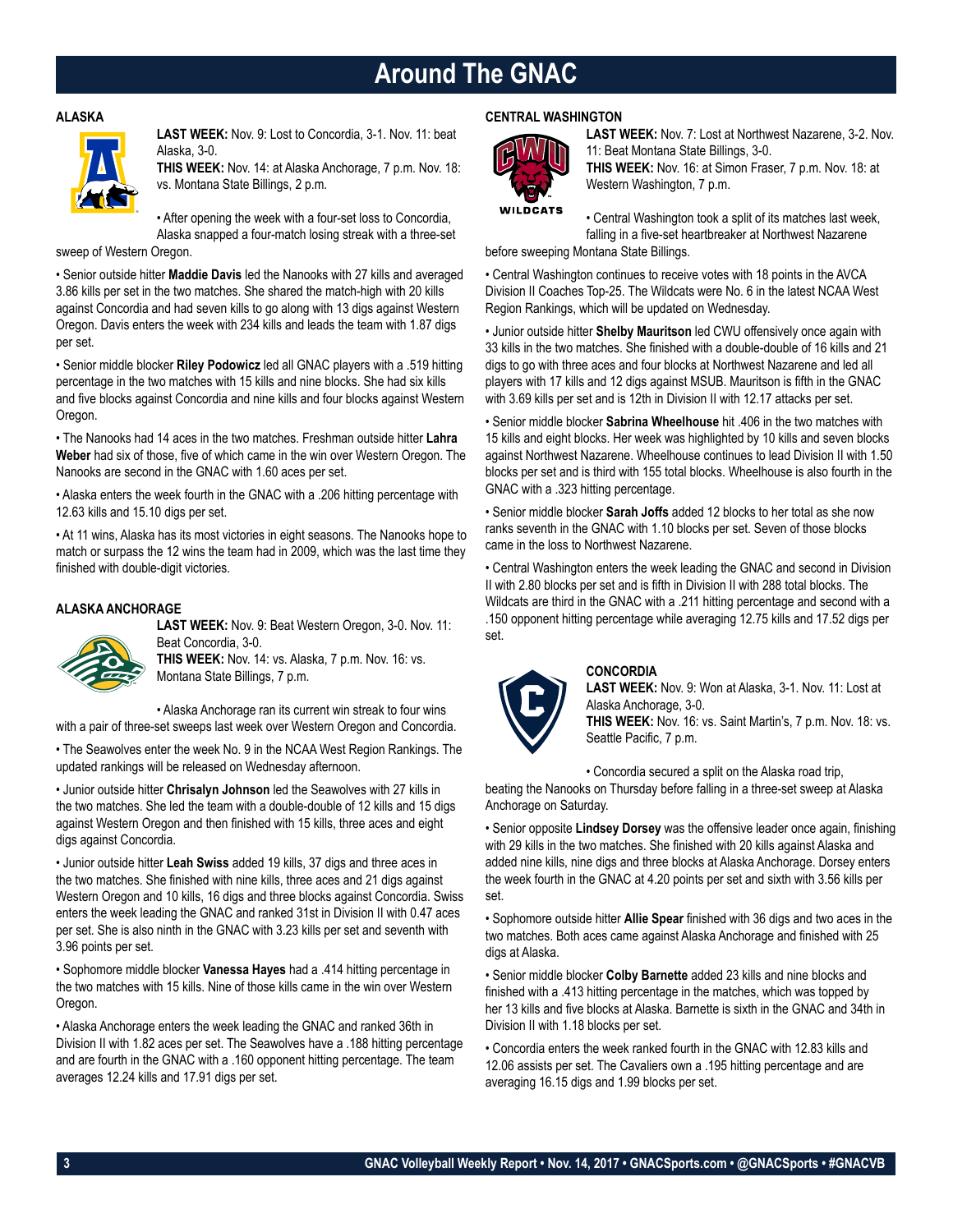# Around The GNAC

## ALASKA

**LAST WEEK:** Nov. 9: Lost to Concordia, 3-1. Nov. 11: beat Alaska, 3-0.
**THIS WEEK:** Nov. 14: at Alaska Anchorage, 7 p.m. Nov. 18: vs. Montana State Billings, 2 p.m.

• After opening the week with a four-set loss to Concordia, Alaska snapped a four-match losing streak with a three-set sweep of Western Oregon.

• Senior outside hitter **Maddie Davis** led the Nanooks with 27 kills and averaged 3.86 kills per set in the two matches. She shared the match-high with 20 kills against Concordia and had seven kills to go along with 13 digs against Western Oregon. Davis enters the week with 234 kills and leads the team with 1.87 digs per set.

• Senior middle blocker **Riley Podowicz** led all GNAC players with a .519 hitting percentage in the two matches with 15 kills and nine blocks. She had six kills and five blocks against Concordia and nine kills and four blocks against Western Oregon.

• The Nanooks had 14 aces in the two matches. Freshman outside hitter **Lahra Weber** had six of those, five of which came in the win over Western Oregon. The Nanooks are second in the GNAC with 1.60 aces per set.

• Alaska enters the week fourth in the GNAC with a .206 hitting percentage with 12.63 kills and 15.10 digs per set.

• At 11 wins, Alaska has its most victories in eight seasons. The Nanooks hope to match or surpass the 12 wins the team had in 2009, which was the last time they finished with double-digit victories.

## ALASKA ANCHORAGE

**LAST WEEK:** Nov. 9: Beat Western Oregon, 3-0. Nov. 11: Beat Concordia, 3-0.
**THIS WEEK:** Nov. 14: vs. Alaska, 7 p.m. Nov. 16: vs. Montana State Billings, 7 p.m.

• Alaska Anchorage ran its current win streak to four wins with a pair of three-set sweeps last week over Western Oregon and Concordia.

• The Seawolves enter the week No. 9 in the NCAA West Region Rankings. The updated rankings will be released on Wednesday afternoon.

• Junior outside hitter **Chrisalyn Johnson** led the Seawolves with 27 kills in the two matches. She led the team with a double-double of 12 kills and 15 digs against Western Oregon and then finished with 15 kills, three aces and eight digs against Concordia.

• Junior outside hitter **Leah Swiss** added 19 kills, 37 digs and three aces in the two matches. She finished with nine kills, three aces and 21 digs against Western Oregon and 10 kills, 16 digs and three blocks against Concordia. Swiss enters the week leading the GNAC and ranked 31st in Division II with 0.47 aces per set. She is also ninth in the GNAC with 3.23 kills per set and seventh with 3.96 points per set.

• Sophomore middle blocker **Vanessa Hayes** had a .414 hitting percentage in the two matches with 15 kills. Nine of those kills came in the win over Western Oregon.

• Alaska Anchorage enters the week leading the GNAC and ranked 36th in Division II with 1.82 aces per set. The Seawolves have a .188 hitting percentage and are fourth in the GNAC with a .160 opponent hitting percentage. The team averages 12.24 kills and 17.91 digs per set.

## CENTRAL WASHINGTON

**LAST WEEK:** Nov. 7: Lost at Northwest Nazarene, 3-2. Nov. 11: Beat Montana State Billings, 3-0.
**THIS WEEK:** Nov. 16: at Simon Fraser, 7 p.m. Nov. 18: at Western Washington, 7 p.m.

• Central Washington took a split of its matches last week, falling in a five-set heartbreaker at Northwest Nazarene before sweeping Montana State Billings.

• Central Washington continues to receive votes with 18 points in the AVCA Division II Coaches Top-25. The Wildcats were No. 6 in the latest NCAA West Region Rankings, which will be updated on Wednesday.

• Junior outside hitter **Shelby Mauritson** led CWU offensively once again with 33 kills in the two matches. She finished with a double-double of 16 kills and 21 digs to go with three aces and four blocks at Northwest Nazarene and led all players with 17 kills and 12 digs against MSUB. Mauritson is fifth in the GNAC with 3.69 kills per set and is 12th in Division II with 12.17 attacks per set.

• Senior middle blocker **Sabrina Wheelhouse** hit .406 in the two matches with 15 kills and eight blocks. Her week was highlighted by 10 kills and seven blocks against Northwest Nazarene. Wheelhouse continues to lead Division II with 1.50 blocks per set and is third with 155 total blocks. Wheelhouse is also fourth in the GNAC with a .323 hitting percentage.

• Senior middle blocker **Sarah Joffs** added 12 blocks to her total as she now ranks seventh in the GNAC with 1.10 blocks per set. Seven of those blocks came in the loss to Northwest Nazarene.

• Central Washington enters the week leading the GNAC and second in Division II with 2.80 blocks per set and is fifth in Division II with 288 total blocks. The Wildcats are third in the GNAC with a .211 hitting percentage and second with a .150 opponent hitting percentage while averaging 12.75 kills and 17.52 digs per set.

## CONCORDIA

**LAST WEEK:** Nov. 9: Won at Alaska, 3-1. Nov. 11: Lost at Alaska Anchorage, 3-0.
**THIS WEEK:** Nov. 16: vs. Saint Martin's, 7 p.m. Nov. 18: vs. Seattle Pacific, 7 p.m.

• Concordia secured a split on the Alaska road trip, beating the Nanooks on Thursday before falling in a three-set sweep at Alaska Anchorage on Saturday.

• Senior opposite **Lindsey Dorsey** was the offensive leader once again, finishing with 29 kills in the two matches. She finished with 20 kills against Alaska and added nine kills, nine digs and three blocks at Alaska Anchorage. Dorsey enters the week fourth in the GNAC at 4.20 points per set and sixth with 3.56 kills per set.

• Sophomore outside hitter **Allie Spear** finished with 36 digs and two aces in the two matches. Both aces came against Alaska Anchorage and finished with 25 digs at Alaska.

• Senior middle blocker **Colby Barnette** added 23 kills and nine blocks and finished with a .413 hitting percentage in the matches, which was topped by her 13 kills and five blocks at Alaska. Barnette is sixth in the GNAC and 34th in Division II with 1.18 blocks per set.

• Concordia enters the week ranked fourth in the GNAC with 12.83 kills and 12.06 assists per set. The Cavaliers own a .195 hitting percentage and are averaging 16.15 digs and 1.99 blocks per set.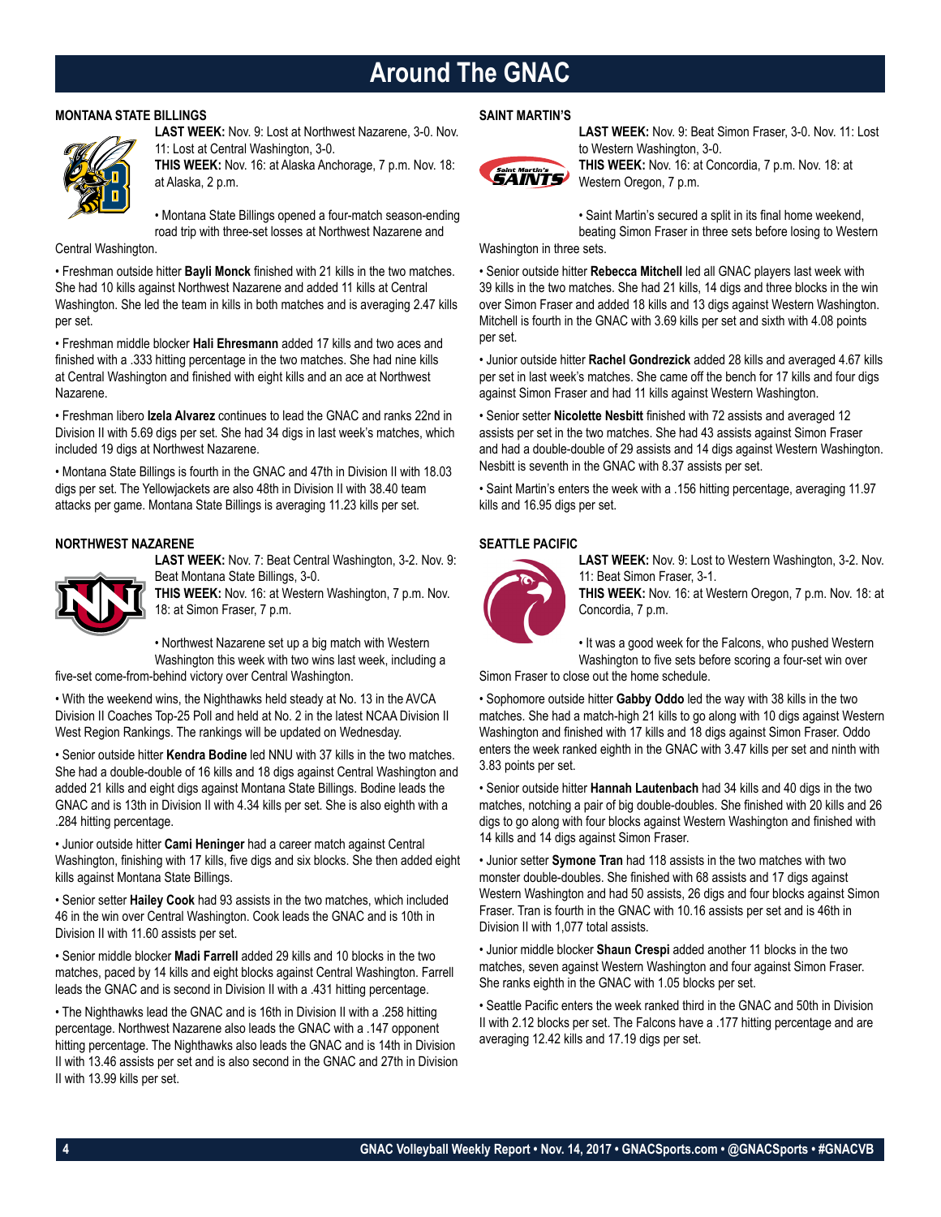# Around The GNAC

## MONTANA STATE BILLINGS

**LAST WEEK:** Nov. 9: Lost at Northwest Nazarene, 3-0. Nov. 11: Lost at Central Washington, 3-0.
**THIS WEEK:** Nov. 16: at Alaska Anchorage, 7 p.m. Nov. 18: at Alaska, 2 p.m.

• Montana State Billings opened a four-match season-ending road trip with three-set losses at Northwest Nazarene and Central Washington.

• Freshman outside hitter **Bayli Monck** finished with 21 kills in the two matches. She had 10 kills against Northwest Nazarene and added 11 kills at Central Washington. She led the team in kills in both matches and is averaging 2.47 kills per set.

• Freshman middle blocker **Hali Ehresmann** added 17 kills and two aces and finished with a .333 hitting percentage in the two matches. She had nine kills at Central Washington and finished with eight kills and an ace at Northwest Nazarene.

• Freshman libero **Izela Alvarez** continues to lead the GNAC and ranks 22nd in Division II with 5.69 digs per set. She had 34 digs in last week's matches, which included 19 digs at Northwest Nazarene.

• Montana State Billings is fourth in the GNAC and 47th in Division II with 18.03 digs per set. The Yellowjackets are also 48th in Division II with 38.40 team attacks per game. Montana State Billings is averaging 11.23 kills per set.

## NORTHWEST NAZARENE

**LAST WEEK:** Nov. 7: Beat Central Washington, 3-2. Nov. 9: Beat Montana State Billings, 3-0.
**THIS WEEK:** Nov. 16: at Western Washington, 7 p.m. Nov. 18: at Simon Fraser, 7 p.m.

• Northwest Nazarene set up a big match with Western Washington this week with two wins last week, including a five-set come-from-behind victory over Central Washington.

• With the weekend wins, the Nighthawks held steady at No. 13 in the AVCA Division II Coaches Top-25 Poll and held at No. 2 in the latest NCAA Division II West Region Rankings. The rankings will be updated on Wednesday.

• Senior outside hitter **Kendra Bodine** led NNU with 37 kills in the two matches. She had a double-double of 16 kills and 18 digs against Central Washington and added 21 kills and eight digs against Montana State Billings. Bodine leads the GNAC and is 13th in Division II with 4.34 kills per set. She is also eighth with a .284 hitting percentage.

• Junior outside hitter **Cami Heninger** had a career match against Central Washington, finishing with 17 kills, five digs and six blocks. She then added eight kills against Montana State Billings.

• Senior setter **Hailey Cook** had 93 assists in the two matches, which included 46 in the win over Central Washington. Cook leads the GNAC and is 10th in Division II with 11.60 assists per set.

• Senior middle blocker **Madi Farrell** added 29 kills and 10 blocks in the two matches, paced by 14 kills and eight blocks against Central Washington. Farrell leads the GNAC and is second in Division II with a .431 hitting percentage.

• The Nighthawks lead the GNAC and is 16th in Division II with a .258 hitting percentage. Northwest Nazarene also leads the GNAC with a .147 opponent hitting percentage. The Nighthawks also leads the GNAC and is 14th in Division II with 13.46 assists per set and is also second in the GNAC and 27th in Division II with 13.99 kills per set.

## SAINT MARTIN'S

**LAST WEEK:** Nov. 9: Beat Simon Fraser, 3-0. Nov. 11: Lost to Western Washington, 3-0.
**THIS WEEK:** Nov. 16: at Concordia, 7 p.m. Nov. 18: at Western Oregon, 7 p.m.

• Saint Martin's secured a split in its final home weekend, beating Simon Fraser in three sets before losing to Western Washington in three sets.

• Senior outside hitter **Rebecca Mitchell** led all GNAC players last week with 39 kills in the two matches. She had 21 kills, 14 digs and three blocks in the win over Simon Fraser and added 18 kills and 13 digs against Western Washington. Mitchell is fourth in the GNAC with 3.69 kills per set and sixth with 4.08 points per set.

• Junior outside hitter **Rachel Gondrezick** added 28 kills and averaged 4.67 kills per set in last week's matches. She came off the bench for 17 kills and four digs against Simon Fraser and had 11 kills against Western Washington.

• Senior setter **Nicolette Nesbitt** finished with 72 assists and averaged 12 assists per set in the two matches. She had 43 assists against Simon Fraser and had a double-double of 29 assists and 14 digs against Western Washington. Nesbitt is seventh in the GNAC with 8.37 assists per set.

• Saint Martin's enters the week with a .156 hitting percentage, averaging 11.97 kills and 16.95 digs per set.

## SEATTLE PACIFIC

**LAST WEEK:** Nov. 9: Lost to Western Washington, 3-2. Nov. 11: Beat Simon Fraser, 3-1.
**THIS WEEK:** Nov. 16: at Western Oregon, 7 p.m. Nov. 18: at Concordia, 7 p.m.

• It was a good week for the Falcons, who pushed Western Washington to five sets before scoring a four-set win over Simon Fraser to close out the home schedule.

• Sophomore outside hitter **Gabby Oddo** led the way with 38 kills in the two matches. She had a match-high 21 kills to go along with 10 digs against Western Washington and finished with 17 kills and 18 digs against Simon Fraser. Oddo enters the week ranked eighth in the GNAC with 3.47 kills per set and ninth with 3.83 points per set.

• Senior outside hitter **Hannah Lautenbach** had 34 kills and 40 digs in the two matches, notching a pair of big double-doubles. She finished with 20 kills and 26 digs to go along with four blocks against Western Washington and finished with 14 kills and 14 digs against Simon Fraser.

• Junior setter **Symone Tran** had 118 assists in the two matches with two monster double-doubles. She finished with 68 assists and 17 digs against Western Washington and had 50 assists, 26 digs and four blocks against Simon Fraser. Tran is fourth in the GNAC with 10.16 assists per set and is 46th in Division II with 1,077 total assists.

• Junior middle blocker **Shaun Crespi** added another 11 blocks in the two matches, seven against Western Washington and four against Simon Fraser. She ranks eighth in the GNAC with 1.05 blocks per set.

• Seattle Pacific enters the week ranked third in the GNAC and 50th in Division II with 2.12 blocks per set. The Falcons have a .177 hitting percentage and are averaging 12.42 kills and 17.19 digs per set.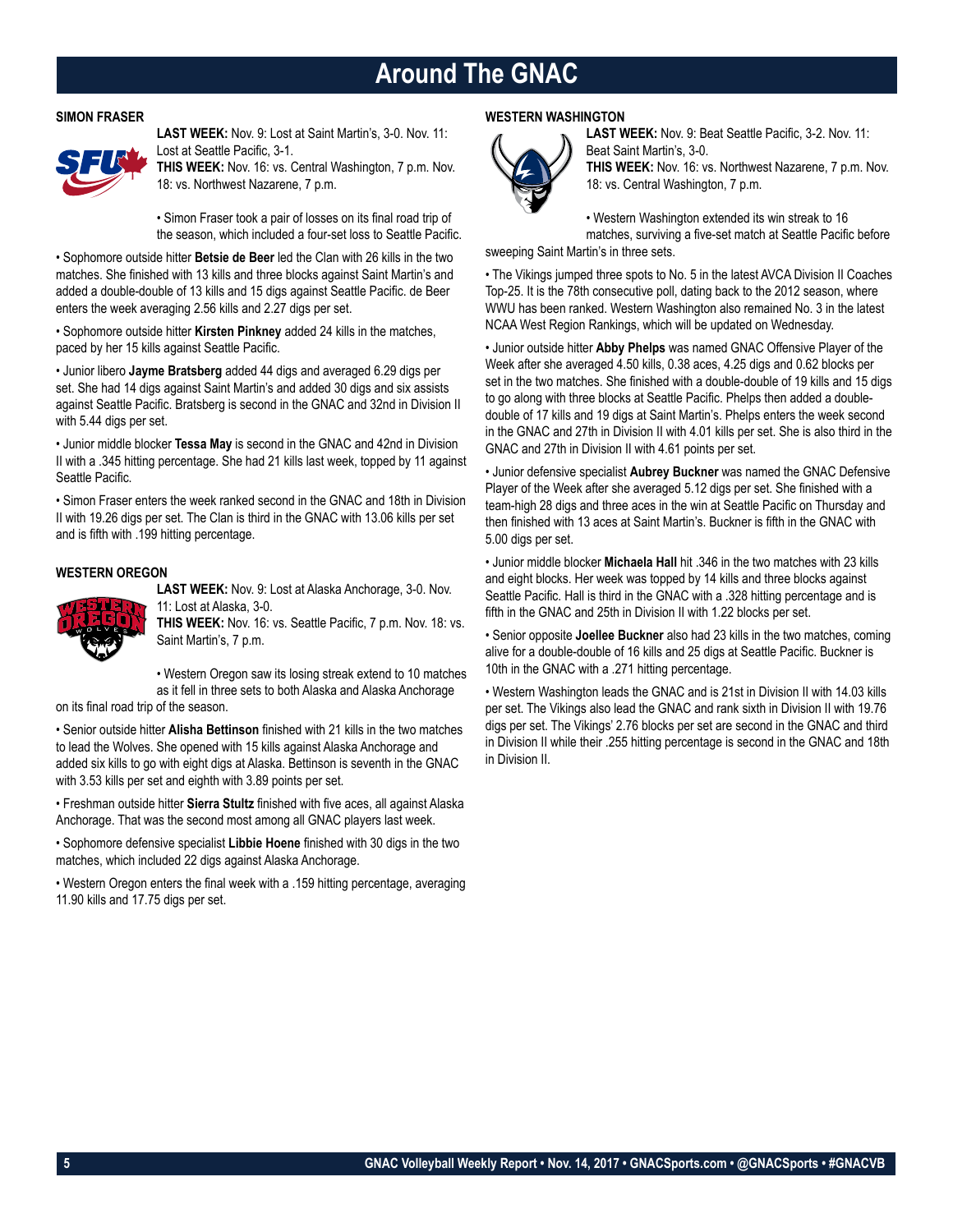# Around The GNAC

## SIMON FRASER

**LAST WEEK:** Nov. 9: Lost at Saint Martin's, 3-0. Nov. 11: Lost at Seattle Pacific, 3-1.
**THIS WEEK:** Nov. 16: vs. Central Washington, 7 p.m. Nov. 18: vs. Northwest Nazarene, 7 p.m.

• Simon Fraser took a pair of losses on its final road trip of the season, which included a four-set loss to Seattle Pacific.

• Sophomore outside hitter **Betsie de Beer** led the Clan with 26 kills in the two matches. She finished with 13 kills and three blocks against Saint Martin's and added a double-double of 13 kills and 15 digs against Seattle Pacific. de Beer enters the week averaging 2.56 kills and 2.27 digs per set.

• Sophomore outside hitter **Kirsten Pinkney** added 24 kills in the matches, paced by her 15 kills against Seattle Pacific.

• Junior libero **Jayme Bratsberg** added 44 digs and averaged 6.29 digs per set. She had 14 digs against Saint Martin's and added 30 digs and six assists against Seattle Pacific. Bratsberg is second in the GNAC and 32nd in Division II with 5.44 digs per set.

• Junior middle blocker **Tessa May** is second in the GNAC and 42nd in Division II with a .345 hitting percentage. She had 21 kills last week, topped by 11 against Seattle Pacific.

• Simon Fraser enters the week ranked second in the GNAC and 18th in Division II with 19.26 digs per set. The Clan is third in the GNAC with 13.06 kills per set and is fifth with .199 hitting percentage.

## WESTERN OREGON

**LAST WEEK:** Nov. 9: Lost at Alaska Anchorage, 3-0. Nov. 11: Lost at Alaska, 3-0.
**THIS WEEK:** Nov. 16: vs. Seattle Pacific, 7 p.m. Nov. 18: vs. Saint Martin's, 7 p.m.

• Western Oregon saw its losing streak extend to 10 matches as it fell in three sets to both Alaska and Alaska Anchorage on its final road trip of the season.

• Senior outside hitter **Alisha Bettinson** finished with 21 kills in the two matches to lead the Wolves. She opened with 15 kills against Alaska Anchorage and added six kills to go with eight digs at Alaska. Bettinson is seventh in the GNAC with 3.53 kills per set and eighth with 3.89 points per set.

• Freshman outside hitter **Sierra Stultz** finished with five aces, all against Alaska Anchorage. That was the second most among all GNAC players last week.

• Sophomore defensive specialist **Libbie Hoene** finished with 30 digs in the two matches, which included 22 digs against Alaska Anchorage.

• Western Oregon enters the final week with a .159 hitting percentage, averaging 11.90 kills and 17.75 digs per set.

## WESTERN WASHINGTON

**LAST WEEK:** Nov. 9: Beat Seattle Pacific, 3-2. Nov. 11: Beat Saint Martin's, 3-0.
**THIS WEEK:** Nov. 16: vs. Northwest Nazarene, 7 p.m. Nov. 18: vs. Central Washington, 7 p.m.

• Western Washington extended its win streak to 16 matches, surviving a five-set match at Seattle Pacific before sweeping Saint Martin's in three sets.

• The Vikings jumped three spots to No. 5 in the latest AVCA Division II Coaches Top-25. It is the 78th consecutive poll, dating back to the 2012 season, where WWU has been ranked. Western Washington also remained No. 3 in the latest NCAA West Region Rankings, which will be updated on Wednesday.

• Junior outside hitter **Abby Phelps** was named GNAC Offensive Player of the Week after she averaged 4.50 kills, 0.38 aces, 4.25 digs and 0.62 blocks per set in the two matches. She finished with a double-double of 19 kills and 15 digs to go along with three blocks at Seattle Pacific. Phelps then added a double-double of 17 kills and 19 digs at Saint Martin's. Phelps enters the week second in the GNAC and 27th in Division II with 4.01 kills per set. She is also third in the GNAC and 27th in Division II with 4.61 points per set.

• Junior defensive specialist **Aubrey Buckner** was named the GNAC Defensive Player of the Week after she averaged 5.12 digs per set. She finished with a team-high 28 digs and three aces in the win at Seattle Pacific on Thursday and then finished with 13 aces at Saint Martin's. Buckner is fifth in the GNAC with 5.00 digs per set.

• Junior middle blocker **Michaela Hall** hit .346 in the two matches with 23 kills and eight blocks. Her week was topped by 14 kills and three blocks against Seattle Pacific. Hall is third in the GNAC with a .328 hitting percentage and is fifth in the GNAC and 25th in Division II with 1.22 blocks per set.

• Senior opposite **Joellee Buckner** also had 23 kills in the two matches, coming alive for a double-double of 16 kills and 25 digs at Seattle Pacific. Buckner is 10th in the GNAC with a .271 hitting percentage.

• Western Washington leads the GNAC and is 21st in Division II with 14.03 kills per set. The Vikings also lead the GNAC and rank sixth in Division II with 19.76 digs per set. The Vikings' 2.76 blocks per set are second in the GNAC and third in Division II while their .255 hitting percentage is second in the GNAC and 18th in Division II.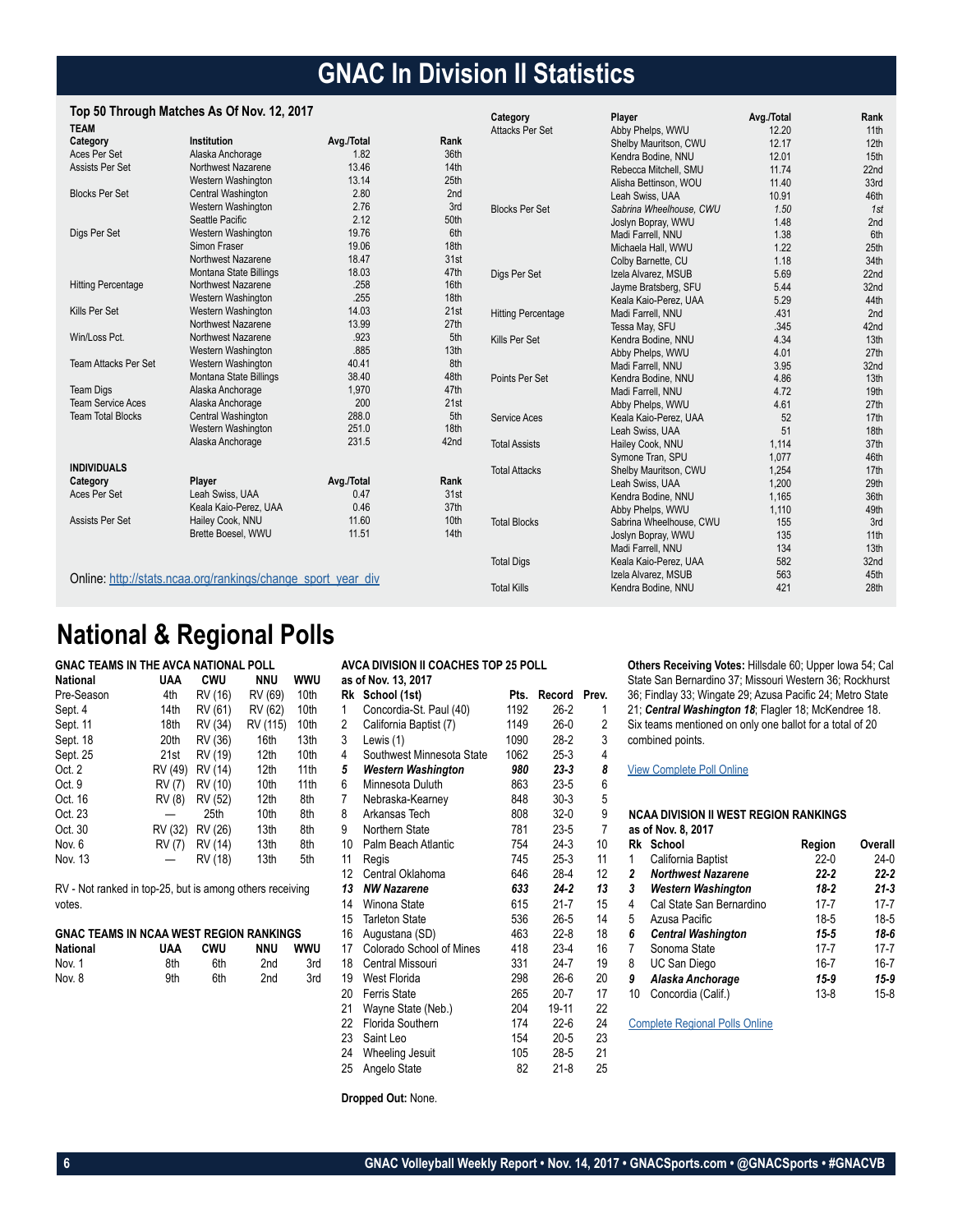# GNAC In Division II Statistics

### Top 50 Through Matches As Of Nov. 12, 2017

**TEAM**

| Category | Institution | Avg./Total | Rank |
|---|---|---|---|
| Aces Per Set | Alaska Anchorage | 1.82 | 36th |
| Assists Per Set | Northwest Nazarene | 13.46 | 14th |
| | Western Washington | 13.14 | 25th |
| Blocks Per Set | Central Washington | 2.80 | 2nd |
| | Western Washington | 2.76 | 3rd |
| | Seattle Pacific | 2.12 | 50th |
| Digs Per Set | Western Washington | 19.76 | 6th |
| | Simon Fraser | 19.06 | 18th |
| | Northwest Nazarene | 18.47 | 31st |
| | Montana State Billings | 18.03 | 47th |
| Hitting Percentage | Northwest Nazarene | .258 | 16th |
| | Western Washington | .255 | 18th |
| Kills Per Set | Western Washington | 14.03 | 21st |
| | Northwest Nazarene | 13.99 | 27th |
| Win/Loss Pct. | Northwest Nazarene | .923 | 5th |
| | Western Washington | .885 | 13th |
| Team Attacks Per Set | Western Washington | 40.41 | 8th |
| | Montana State Billings | 38.40 | 48th |
| Team Digs | Alaska Anchorage | 1,970 | 47th |
| Team Service Aces | Alaska Anchorage | 200 | 21st |
| Team Total Blocks | Central Washington | 288.0 | 5th |
| | Western Washington | 251.0 | 18th |
| | Alaska Anchorage | 231.5 | 42nd |

**INDIVIDUALS**

| Category | Player | Avg./Total | Rank |
|---|---|---|---|
| Aces Per Set | Leah Swiss, UAA | 0.47 | 31st |
| | Keala Kaio-Perez, UAA | 0.46 | 37th |
| Assists Per Set | Hailey Cook, NNU | 11.60 | 10th |
| | Brette Boesel, WWU | 11.51 | 14th |
| Attacks Per Set | Abby Phelps, WWU | 12.20 | 11th |
| | Shelby Mauritson, CWU | 12.17 | 12th |
| | Kendra Bodine, NNU | 12.01 | 15th |
| | Rebecca Mitchell, SMU | 11.74 | 22nd |
| | Alisha Bettinson, WOU | 11.40 | 33rd |
| | Leah Swiss, UAA | 10.91 | 46th |
| Blocks Per Set | *Sabrina Wheelhouse, CWU* | *1.50* | *1st* |
| | Joslyn Bopray, WWU | 1.48 | 2nd |
| | Madi Farrell, NNU | 1.38 | 6th |
| | Michaela Hall, WWU | 1.22 | 25th |
| | Colby Barnette, CU | 1.18 | 34th |
| Digs Per Set | Izela Alvarez, MSUB | 5.69 | 22nd |
| | Jayme Bratsberg, SFU | 5.44 | 32nd |
| | Keala Kaio-Perez, UAA | 5.29 | 44th |
| Hitting Percentage | Madi Farrell, NNU | .431 | 2nd |
| | Tessa May, SFU | .345 | 42nd |
| Kills Per Set | Kendra Bodine, NNU | 4.34 | 13th |
| | Abby Phelps, WWU | 4.01 | 27th |
| | Madi Farrell, NNU | 3.95 | 32nd |
| Points Per Set | Kendra Bodine, NNU | 4.86 | 13th |
| | Madi Farrell, NNU | 4.72 | 19th |
| | Abby Phelps, WWU | 4.61 | 27th |
| Service Aces | Keala Kaio-Perez, UAA | 52 | 17th |
| | Leah Swiss, UAA | 51 | 18th |
| Total Assists | Hailey Cook, NNU | 1,114 | 37th |
| | Symone Tran, SPU | 1,077 | 46th |
| Total Attacks | Shelby Mauritson, CWU | 1,254 | 17th |
| | Leah Swiss, UAA | 1,200 | 29th |
| | Kendra Bodine, NNU | 1,165 | 36th |
| | Abby Phelps, WWU | 1,110 | 49th |
| Total Blocks | Sabrina Wheelhouse, CWU | 155 | 3rd |
| | Joslyn Bopray, WWU | 135 | 11th |
| | Madi Farrell, NNU | 134 | 13th |
| Total Digs | Keala Kaio-Perez, UAA | 582 | 32nd |
| | Izela Alvarez, MSUB | 563 | 45th |
| Total Kills | Kendra Bodine, NNU | 421 | 28th |

Online: http://stats.ncaa.org/rankings/change_sport_year_div

# National & Regional Polls

**GNAC TEAMS IN THE AVCA NATIONAL POLL**

| National | UAA | CWU | NNU | WWU |
|---|---|---|---|---|
| Pre-Season | 4th | RV (16) | RV (69) | 10th |
| Sept. 4 | 14th | RV (61) | RV (62) | 10th |
| Sept. 11 | 18th | RV (34) | RV (115) | 10th |
| Sept. 18 | 20th | RV (36) | 16th | 13th |
| Sept. 25 | 21st | RV (19) | 12th | 10th |
| Oct. 2 | RV (49) | RV (14) | 12th | 11th |
| Oct. 9 | RV (7) | RV (10) | 10th | 11th |
| Oct. 16 | RV (8) | RV (52) | 12th | 8th |
| Oct. 23 | — | 25th | 10th | 8th |
| Oct. 30 | RV (32) | RV (26) | 13th | 8th |
| Nov. 6 | RV (7) | RV (14) | 13th | 8th |
| Nov. 13 | — | RV (18) | 13th | 5th |

RV - Not ranked in top-25, but is among others receiving votes.

**GNAC TEAMS IN NCAA WEST REGION RANKINGS**

| National | UAA | CWU | NNU | WWU |
|---|---|---|---|---|
| Nov. 1 | 8th | 6th | 2nd | 3rd |
| Nov. 8 | 9th | 6th | 2nd | 3rd |

**AVCA DIVISION II COACHES TOP 25 POLL**
**as of Nov. 13, 2017**

| Rk | School (1st) | Pts. | Record | Prev. |
|---|---|---|---|---|
| 1 | Concordia-St. Paul (40) | 1192 | 26-2 | 1 |
| 2 | California Baptist (7) | 1149 | 26-0 | 2 |
| 3 | Lewis (1) | 1090 | 28-2 | 3 |
| 4 | Southwest Minnesota State | 1062 | 25-3 | 4 |
| ***5*** | ***Western Washington*** | ***980*** | ***23-3*** | ***8*** |
| 6 | Minnesota Duluth | 863 | 23-5 | 6 |
| 7 | Nebraska-Kearney | 848 | 30-3 | 5 |
| 8 | Arkansas Tech | 808 | 32-0 | 9 |
| 9 | Northern State | 781 | 23-5 | 7 |
| 10 | Palm Beach Atlantic | 754 | 24-3 | 10 |
| 11 | Regis | 745 | 25-3 | 11 |
| 12 | Central Oklahoma | 646 | 28-4 | 12 |
| ***13*** | ***NW Nazarene*** | ***633*** | ***24-2*** | ***13*** |
| 14 | Winona State | 615 | 21-7 | 15 |
| 15 | Tarleton State | 536 | 26-5 | 14 |
| 16 | Augustana (SD) | 463 | 22-8 | 18 |
| 17 | Colorado School of Mines | 418 | 23-4 | 16 |
| 18 | Central Missouri | 331 | 24-7 | 19 |
| 19 | West Florida | 298 | 26-6 | 20 |
| 20 | Ferris State | 265 | 20-7 | 17 |
| 21 | Wayne State (Neb.) | 204 | 19-11 | 22 |
| 22 | Florida Southern | 174 | 22-6 | 24 |
| 23 | Saint Leo | 154 | 20-5 | 23 |
| 24 | Wheeling Jesuit | 105 | 28-5 | 21 |
| 25 | Angelo State | 82 | 21-8 | 25 |

**Dropped Out:** None.

**Others Receiving Votes:** Hillsdale 60; Upper Iowa 54; Cal State San Bernardino 37; Missouri Western 36; Rockhurst 36; Findlay 33; Wingate 29; Azusa Pacific 24; Metro State 21; ***Central Washington 18***; Flagler 18; McKendree 18. Six teams mentioned on only one ballot for a total of 20 combined points.

View Complete Poll Online

**NCAA DIVISION II WEST REGION RANKINGS**
**as of Nov. 8, 2017**

| Rk | School | Region | Overall |
|---|---|---|---|
| 1 | California Baptist | 22-0 | 24-0 |
| ***2*** | ***Northwest Nazarene*** | ***22-2*** | ***22-2*** |
| ***3*** | ***Western Washington*** | ***18-2*** | ***21-3*** |
| 4 | Cal State San Bernardino | 17-7 | 17-7 |
| 5 | Azusa Pacific | 18-5 | 18-5 |
| ***6*** | ***Central Washington*** | ***15-5*** | ***18-6*** |
| 7 | Sonoma State | 17-7 | 17-7 |
| 8 | UC San Diego | 16-7 | 16-7 |
| ***9*** | ***Alaska Anchorage*** | ***15-9*** | ***15-9*** |
| 10 | Concordia (Calif.) | 13-8 | 15-8 |

Complete Regional Polls Online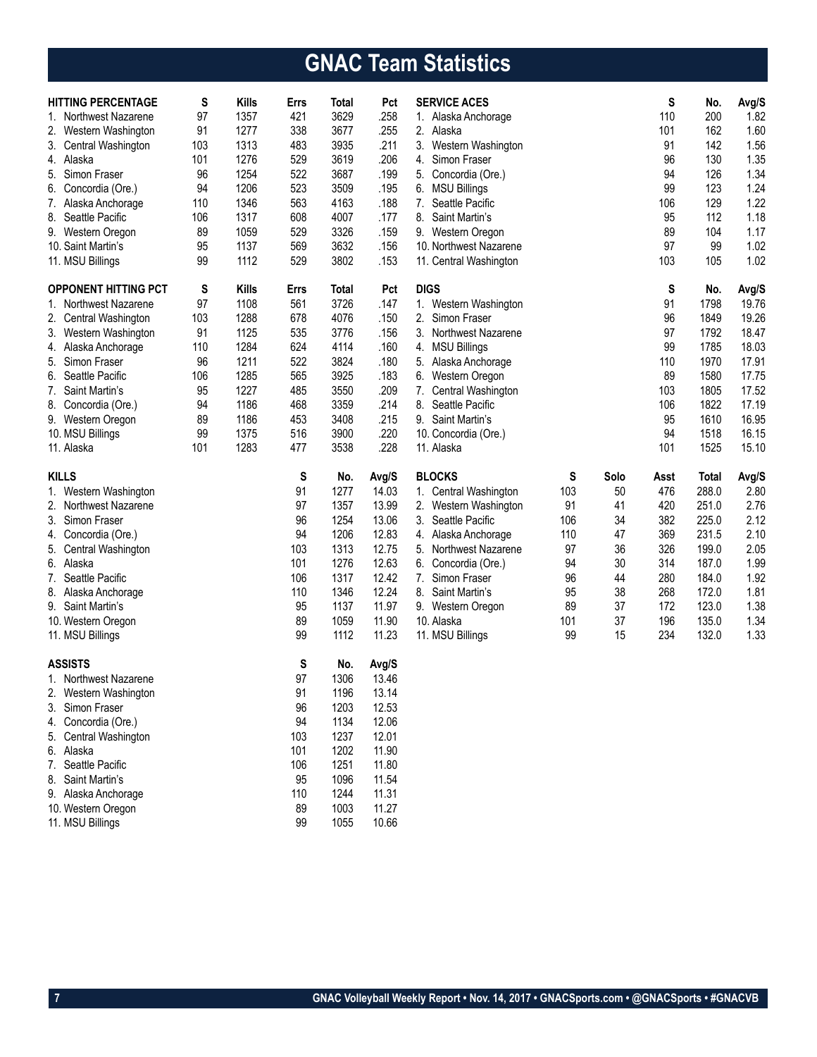# GNAC Team Statistics

| HITTING PERCENTAGE | S | Kills | Errs | Total | Pct |
|---|---|---|---|---|---|
| 1. Northwest Nazarene | 97 | 1357 | 421 | 3629 | .258 |
| 2. Western Washington | 91 | 1277 | 338 | 3677 | .255 |
| 3. Central Washington | 103 | 1313 | 483 | 3935 | .211 |
| 4. Alaska | 101 | 1276 | 529 | 3619 | .206 |
| 5. Simon Fraser | 96 | 1254 | 522 | 3687 | .199 |
| 6. Concordia (Ore.) | 94 | 1206 | 523 | 3509 | .195 |
| 7. Alaska Anchorage | 110 | 1346 | 563 | 4163 | .188 |
| 8. Seattle Pacific | 106 | 1317 | 608 | 4007 | .177 |
| 9. Western Oregon | 89 | 1059 | 529 | 3326 | .159 |
| 10. Saint Martin's | 95 | 1137 | 569 | 3632 | .156 |
| 11. MSU Billings | 99 | 1112 | 529 | 3802 | .153 |

| OPPONENT HITTING PCT | S | Kills | Errs | Total | Pct |
|---|---|---|---|---|---|
| 1. Northwest Nazarene | 97 | 1108 | 561 | 3726 | .147 |
| 2. Central Washington | 103 | 1288 | 678 | 4076 | .150 |
| 3. Western Washington | 91 | 1125 | 535 | 3776 | .156 |
| 4. Alaska Anchorage | 110 | 1284 | 624 | 4114 | .160 |
| 5. Simon Fraser | 96 | 1211 | 522 | 3824 | .180 |
| 6. Seattle Pacific | 106 | 1285 | 565 | 3925 | .183 |
| 7. Saint Martin's | 95 | 1227 | 485 | 3550 | .209 |
| 8. Concordia (Ore.) | 94 | 1186 | 468 | 3359 | .214 |
| 9. Western Oregon | 89 | 1186 | 453 | 3408 | .215 |
| 10. MSU Billings | 99 | 1375 | 516 | 3900 | .220 |
| 11. Alaska | 101 | 1283 | 477 | 3538 | .228 |

| KILLS | S | No. | Avg/S |
|---|---|---|---|
| 1. Western Washington | 91 | 1277 | 14.03 |
| 2. Northwest Nazarene | 97 | 1357 | 13.99 |
| 3. Simon Fraser | 96 | 1254 | 13.06 |
| 4. Concordia (Ore.) | 94 | 1206 | 12.83 |
| 5. Central Washington | 103 | 1313 | 12.75 |
| 6. Alaska | 101 | 1276 | 12.63 |
| 7. Seattle Pacific | 106 | 1317 | 12.42 |
| 8. Alaska Anchorage | 110 | 1346 | 12.24 |
| 9. Saint Martin's | 95 | 1137 | 11.97 |
| 10. Western Oregon | 89 | 1059 | 11.90 |
| 11. MSU Billings | 99 | 1112 | 11.23 |

| ASSISTS | S | No. | Avg/S |
|---|---|---|---|
| 1. Northwest Nazarene | 97 | 1306 | 13.46 |
| 2. Western Washington | 91 | 1196 | 13.14 |
| 3. Simon Fraser | 96 | 1203 | 12.53 |
| 4. Concordia (Ore.) | 94 | 1134 | 12.06 |
| 5. Central Washington | 103 | 1237 | 12.01 |
| 6. Alaska | 101 | 1202 | 11.90 |
| 7. Seattle Pacific | 106 | 1251 | 11.80 |
| 8. Saint Martin's | 95 | 1096 | 11.54 |
| 9. Alaska Anchorage | 110 | 1244 | 11.31 |
| 10. Western Oregon | 89 | 1003 | 11.27 |
| 11. MSU Billings | 99 | 1055 | 10.66 |

| SERVICE ACES | S | No. | Avg/S |
|---|---|---|---|
| 1. Alaska Anchorage | 110 | 200 | 1.82 |
| 2. Alaska | 101 | 162 | 1.60 |
| 3. Western Washington | 91 | 142 | 1.56 |
| 4. Simon Fraser | 96 | 130 | 1.35 |
| 5. Concordia (Ore.) | 94 | 126 | 1.34 |
| 6. MSU Billings | 99 | 123 | 1.24 |
| 7. Seattle Pacific | 106 | 129 | 1.22 |
| 8. Saint Martin's | 95 | 112 | 1.18 |
| 9. Western Oregon | 89 | 104 | 1.17 |
| 10. Northwest Nazarene | 97 | 99 | 1.02 |
| 11. Central Washington | 103 | 105 | 1.02 |

| DIGS | S | No. | Avg/S |
|---|---|---|---|
| 1. Western Washington | 91 | 1798 | 19.76 |
| 2. Simon Fraser | 96 | 1849 | 19.26 |
| 3. Northwest Nazarene | 97 | 1792 | 18.47 |
| 4. MSU Billings | 99 | 1785 | 18.03 |
| 5. Alaska Anchorage | 110 | 1970 | 17.91 |
| 6. Western Oregon | 89 | 1580 | 17.75 |
| 7. Central Washington | 103 | 1805 | 17.52 |
| 8. Seattle Pacific | 106 | 1822 | 17.19 |
| 9. Saint Martin's | 95 | 1610 | 16.95 |
| 10. Concordia (Ore.) | 94 | 1518 | 16.15 |
| 11. Alaska | 101 | 1525 | 15.10 |

| BLOCKS | S | Solo | Asst | Total | Avg/S |
|---|---|---|---|---|---|
| 1. Central Washington | 103 | 50 | 476 | 288.0 | 2.80 |
| 2. Western Washington | 91 | 41 | 420 | 251.0 | 2.76 |
| 3. Seattle Pacific | 106 | 34 | 382 | 225.0 | 2.12 |
| 4. Alaska Anchorage | 110 | 47 | 369 | 231.5 | 2.10 |
| 5. Northwest Nazarene | 97 | 36 | 326 | 199.0 | 2.05 |
| 6. Concordia (Ore.) | 94 | 30 | 314 | 187.0 | 1.99 |
| 7. Simon Fraser | 96 | 44 | 280 | 184.0 | 1.92 |
| 8. Saint Martin's | 95 | 38 | 268 | 172.0 | 1.81 |
| 9. Western Oregon | 89 | 37 | 172 | 123.0 | 1.38 |
| 10. Alaska | 101 | 37 | 196 | 135.0 | 1.34 |
| 11. MSU Billings | 99 | 15 | 234 | 132.0 | 1.33 |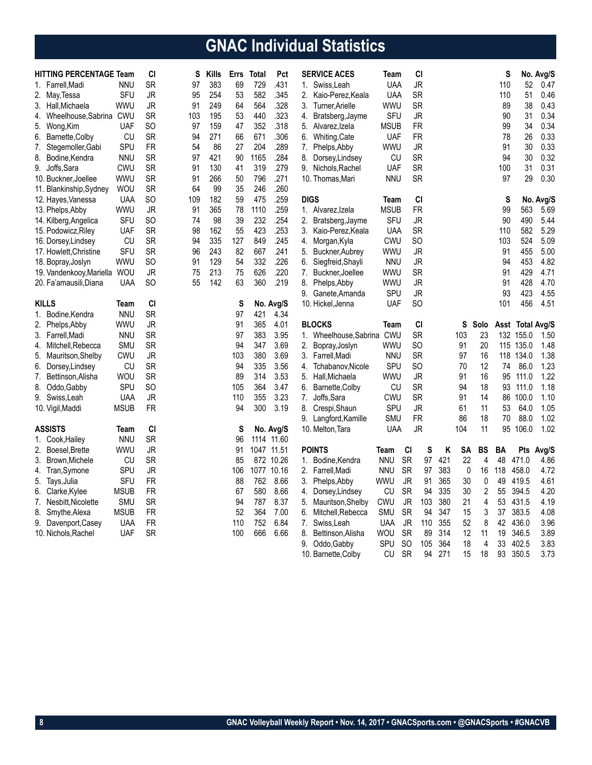# GNAC Individual Statistics

### HITTING PERCENTAGE

| HITTING PERCENTAGE | Team | Cl | S | Kills | Errs | Total | Pct |
|---|---|---|---|---|---|---|---|
| 1. Farrell,Madi | NNU | SR | 97 | 383 | 69 | 729 | .431 |
| 2. May,Tessa | SFU | JR | 95 | 254 | 53 | 582 | .345 |
| 3. Hall,Michaela | WWU | JR | 91 | 249 | 64 | 564 | .328 |
| 4. Wheelhouse,Sabrina | CWU | SR | 103 | 195 | 53 | 440 | .323 |
| 5. Wong,Kim | UAF | SO | 97 | 159 | 47 | 352 | .318 |
| 6. Barnette,Colby | CU | SR | 94 | 271 | 66 | 671 | .306 |
| 7. Stegemoller,Gabi | SPU | FR | 54 | 86 | 27 | 204 | .289 |
| 8. Bodine,Kendra | NNU | SR | 97 | 421 | 90 | 1165 | .284 |
| 9. Joffs,Sara | CWU | SR | 91 | 130 | 41 | 319 | .279 |
| 10. Buckner,Joellee | WWU | SR | 91 | 266 | 50 | 796 | .271 |
| 11. Blankinship,Sydney | WOU | SR | 64 | 99 | 35 | 246 | .260 |
| 12. Hayes,Vanessa | UAA | SO | 109 | 182 | 59 | 475 | .259 |
| 13. Phelps,Abby | WWU | JR | 91 | 365 | 78 | 1110 | .259 |
| 14. Kilberg,Angelica | SFU | SO | 74 | 98 | 39 | 232 | .254 |
| 15. Podowicz,Riley | UAF | SR | 98 | 162 | 55 | 423 | .253 |
| 16. Dorsey,Lindsey | CU | SR | 94 | 335 | 127 | 849 | .245 |
| 17. Howlett,Christine | SFU | SR | 96 | 243 | 82 | 667 | .241 |
| 18. Bopray,Joslyn | WWU | SO | 91 | 129 | 54 | 332 | .226 |
| 19. Vandenkooy,Mariella | WOU | JR | 75 | 213 | 75 | 626 | .220 |
| 20. Fa'amausili,Diana | UAA | SO | 55 | 142 | 63 | 360 | .219 |

### KILLS

| KILLS | Team | Cl | S | No. | Avg/S |
|---|---|---|---|---|---|
| 1. Bodine,Kendra | NNU | SR | 97 | 421 | 4.34 |
| 2. Phelps,Abby | WWU | JR | 91 | 365 | 4.01 |
| 3. Farrell,Madi | NNU | SR | 97 | 383 | 3.95 |
| 4. Mitchell,Rebecca | SMU | SR | 94 | 347 | 3.69 |
| 5. Mauritson,Shelby | CWU | JR | 103 | 380 | 3.69 |
| 6. Dorsey,Lindsey | CU | SR | 94 | 335 | 3.56 |
| 7. Bettinson,Alisha | WOU | SR | 89 | 314 | 3.53 |
| 8. Oddo,Gabby | SPU | SO | 105 | 364 | 3.47 |
| 9. Swiss,Leah | UAA | JR | 110 | 355 | 3.23 |
| 10. Vigil,Maddi | MSUB | FR | 94 | 300 | 3.19 |

### ASSISTS

| ASSISTS | Team | Cl | S | No. | Avg/S |
|---|---|---|---|---|---|
| 1. Cook,Hailey | NNU | SR | 96 | 1114 | 11.60 |
| 2. Boesel,Brette | WWU | JR | 91 | 1047 | 11.51 |
| 3. Brown,Michele | CU | SR | 85 | 872 | 10.26 |
| 4. Tran,Symone | SPU | JR | 106 | 1077 | 10.16 |
| 5. Tays,Julia | SFU | FR | 88 | 762 | 8.66 |
| 6. Clarke,Kylee | MSUB | FR | 67 | 580 | 8.66 |
| 7. Nesbitt,Nicolette | SMU | SR | 94 | 787 | 8.37 |
| 8. Smythe,Alexa | MSUB | FR | 52 | 364 | 7.00 |
| 9. Davenport,Casey | UAA | FR | 110 | 752 | 6.84 |
| 10. Nichols,Rachel | UAF | SR | 100 | 666 | 6.66 |

### SERVICE ACES

| SERVICE ACES | Team | Cl | S | No. | Avg/S |
|---|---|---|---|---|---|
| 1. Swiss,Leah | UAA | JR | 110 | 52 | 0.47 |
| 2. Kaio-Perez,Keala | UAA | SR | 110 | 51 | 0.46 |
| 3. Turner,Arielle | WWU | SR | 89 | 38 | 0.43 |
| 4. Bratsberg,Jayme | SFU | JR | 90 | 31 | 0.34 |
| 5. Alvarez,Izela | MSUB | FR | 99 | 34 | 0.34 |
| 6. Whiting,Cate | UAF | FR | 78 | 26 | 0.33 |
| 7. Phelps,Abby | WWU | JR | 91 | 30 | 0.33 |
| 8. Dorsey,Lindsey | CU | SR | 94 | 30 | 0.32 |
| 9. Nichols,Rachel | UAF | SR | 100 | 31 | 0.31 |
| 10. Thomas,Mari | NNU | SR | 97 | 29 | 0.30 |

### DIGS

| DIGS | Team | Cl | S | No. | Avg/S |
|---|---|---|---|---|---|
| 1. Alvarez,Izela | MSUB | FR | 99 | 563 | 5.69 |
| 2. Bratsberg,Jayme | SFU | JR | 90 | 490 | 5.44 |
| 3. Kaio-Perez,Keala | UAA | SR | 110 | 582 | 5.29 |
| 4. Morgan,Kyla | CWU | SO | 103 | 524 | 5.09 |
| 5. Buckner,Aubrey | WWU | JR | 91 | 455 | 5.00 |
| 6. Siegfreid,Shayli | NNU | JR | 94 | 453 | 4.82 |
| 7. Buckner,Joellee | WWU | SR | 91 | 429 | 4.71 |
| 8. Phelps,Abby | WWU | JR | 91 | 428 | 4.70 |
| 9. Ganete,Amanda | SPU | JR | 93 | 423 | 4.55 |
| 10. Hickel,Jenna | UAF | SO | 101 | 456 | 4.51 |

### BLOCKS

| BLOCKS | Team | Cl | S | Solo | Asst | Total | Avg/S |
|---|---|---|---|---|---|---|---|
| 1. Wheelhouse,Sabrina | CWU | SR | 103 | 23 | 132 | 155.0 | 1.50 |
| 2. Bopray,Joslyn | WWU | SO | 91 | 20 | 115 | 135.0 | 1.48 |
| 3. Farrell,Madi | NNU | SR | 97 | 16 | 118 | 134.0 | 1.38 |
| 4. Tchabanov,Nicole | SPU | SO | 70 | 12 | 74 | 86.0 | 1.23 |
| 5. Hall,Michaela | WWU | JR | 91 | 16 | 95 | 111.0 | 1.22 |
| 6. Barnette,Colby | CU | SR | 94 | 18 | 93 | 111.0 | 1.18 |
| 7. Joffs,Sara | CWU | SR | 91 | 14 | 86 | 100.0 | 1.10 |
| 8. Crespi,Shaun | SPU | JR | 61 | 11 | 53 | 64.0 | 1.05 |
| 9. Langford,Kamille | SMU | FR | 86 | 18 | 70 | 88.0 | 1.02 |
| 10. Melton,Tara | UAA | JR | 104 | 11 | 95 | 106.0 | 1.02 |

### POINTS

| POINTS | Team | Cl | S | K | SA | BS | BA | Pts | Avg/S |
|---|---|---|---|---|---|---|---|---|---|
| 1. Bodine,Kendra | NNU | SR | 97 | 421 | 22 | 4 | 48 | 471.0 | 4.86 |
| 2. Farrell,Madi | NNU | SR | 97 | 383 | 0 | 16 | 118 | 458.0 | 4.72 |
| 3. Phelps,Abby | WWU | JR | 91 | 365 | 30 | 0 | 49 | 419.5 | 4.61 |
| 4. Dorsey,Lindsey | CU | SR | 94 | 335 | 30 | 2 | 55 | 394.5 | 4.20 |
| 5. Mauritson,Shelby | CWU | JR | 103 | 380 | 21 | 4 | 53 | 431.5 | 4.19 |
| 6. Mitchell,Rebecca | SMU | SR | 94 | 347 | 15 | 3 | 37 | 383.5 | 4.08 |
| 7. Swiss,Leah | UAA | JR | 110 | 355 | 52 | 8 | 42 | 436.0 | 3.96 |
| 8. Bettinson,Alisha | WOU | SR | 89 | 314 | 12 | 11 | 19 | 346.5 | 3.89 |
| 9. Oddo,Gabby | SPU | SO | 105 | 364 | 18 | 4 | 33 | 402.5 | 3.83 |
| 10. Barnette,Colby | CU | SR | 94 | 271 | 15 | 18 | 93 | 350.5 | 3.73 |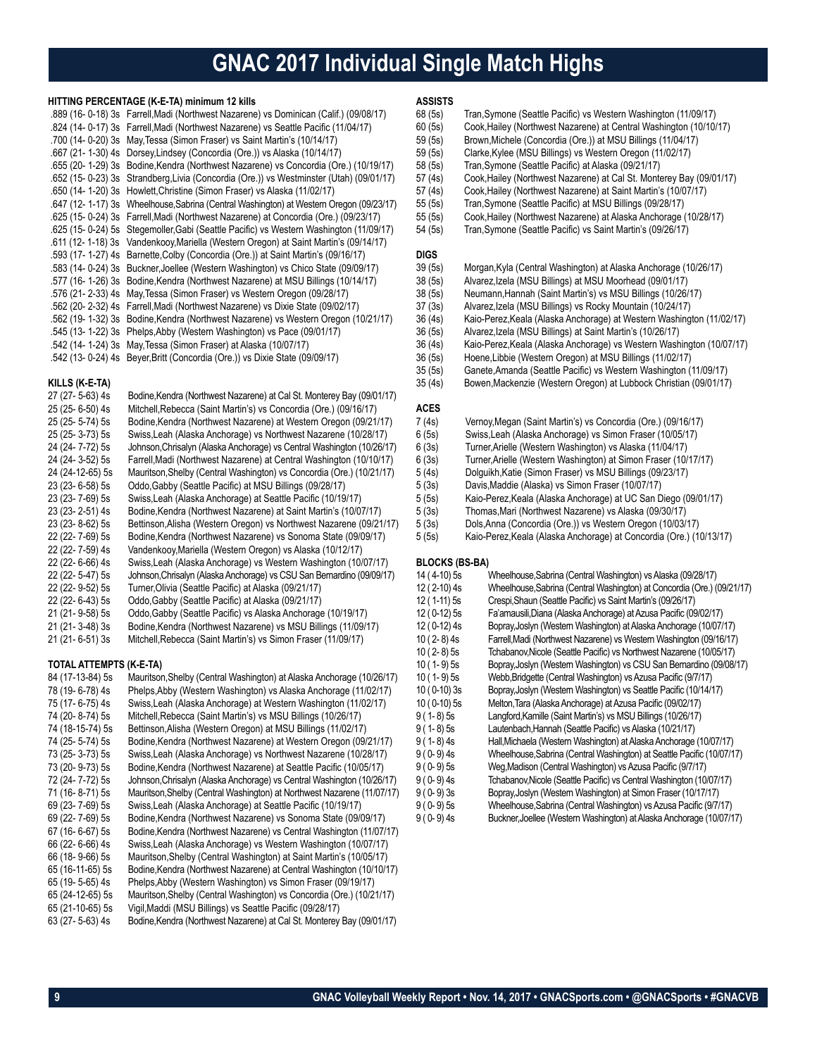# GNAC 2017 Individual Single Match Highs

### HITTING PERCENTAGE (K-E-TA) minimum 12 kills

.889 (16- 0-18) 3s Farrell,Madi (Northwest Nazarene) vs Dominican (Calif.) (09/08/17)
.824 (14- 0-17) 3s Farrell,Madi (Northwest Nazarene) vs Seattle Pacific (11/04/17)
.700 (14- 0-20) 3s May,Tessa (Simon Fraser) vs Saint Martin's (10/14/17)
.667 (21- 1-30) 4s Dorsey,Lindsey (Concordia (Ore.)) vs Alaska (10/14/17)
.655 (20- 1-29) 3s Bodine,Kendra (Northwest Nazarene) vs Concordia (Ore.) (10/19/17)
.652 (15- 0-23) 3s Strandberg,Livia (Concordia (Ore.)) vs Westminster (Utah) (09/01/17)
.650 (14- 1-20) 3s Howlett,Christine (Simon Fraser) vs Alaska (11/02/17)
.647 (12- 1-17) 3s Wheelhouse,Sabrina (Central Washington) at Western Oregon (09/23/17)
.625 (15- 0-24) 3s Farrell,Madi (Northwest Nazarene) at Concordia (Ore.) (09/23/17)
.625 (15- 0-24) 5s Stegemoller,Gabi (Seattle Pacific) vs Western Washington (11/09/17)
.611 (12- 1-18) 3s Vandenkooy,Mariella (Western Oregon) at Saint Martin's (09/14/17)
.593 (17- 1-27) 4s Barnette,Colby (Concordia (Ore.)) at Saint Martin's (09/16/17)
.583 (14- 0-24) 3s Buckner,Joellee (Western Washington) vs Chico State (09/09/17)
.577 (16- 1-26) 3s Bodine,Kendra (Northwest Nazarene) at MSU Billings (10/14/17)
.576 (21- 2-33) 4s May,Tessa (Simon Fraser) vs Western Oregon (09/28/17)
.562 (20- 2-32) 4s Farrell,Madi (Northwest Nazarene) vs Dixie State (09/02/17)
.562 (19- 1-32) 3s Bodine,Kendra (Northwest Nazarene) vs Western Oregon (10/21/17)
.545 (13- 1-22) 3s Phelps,Abby (Western Washington) vs Pace (09/01/17)
.542 (14- 1-24) 3s May,Tessa (Simon Fraser) at Alaska (10/07/17)
.542 (13- 0-24) 4s Beyer,Britt (Concordia (Ore.)) vs Dixie State (09/09/17)

### KILLS (K-E-TA)

27 (27- 5-63) 4s Bodine,Kendra (Northwest Nazarene) at Cal St. Monterey Bay (09/01/17)
25 (25- 6-50) 4s Mitchell,Rebecca (Saint Martin's) vs Concordia (Ore.) (09/16/17)
25 (25- 5-74) 5s Bodine,Kendra (Northwest Nazarene) at Western Oregon (09/21/17)
25 (25- 3-73) 5s Swiss,Leah (Alaska Anchorage) vs Northwest Nazarene (10/28/17)
24 (24- 7-72) 5s Johnson,Chrisalyn (Alaska Anchorage) vs Central Washington (10/26/17)
24 (24- 3-52) 5s Farrell,Madi (Northwest Nazarene) at Central Washington (10/10/17)
24 (24-12-65) 5s Mauritson,Shelby (Central Washington) vs Concordia (Ore.) (10/21/17)
23 (23- 6-58) 5s Oddo,Gabby (Seattle Pacific) at MSU Billings (09/28/17)
23 (23- 7-69) 5s Swiss,Leah (Alaska Anchorage) at Seattle Pacific (10/19/17)
23 (23- 2-51) 4s Bodine,Kendra (Northwest Nazarene) at Saint Martin's (10/07/17)
23 (23- 8-62) 5s Bettinson,Alisha (Western Oregon) vs Northwest Nazarene (09/21/17)
22 (22- 7-69) 5s Bodine,Kendra (Northwest Nazarene) vs Sonoma State (09/09/17)
22 (22- 7-59) 4s Vandenkooy,Mariella (Western Oregon) vs Alaska (10/12/17)
22 (22- 6-66) 4s Swiss,Leah (Alaska Anchorage) vs Western Washington (10/07/17)
22 (22- 5-47) 5s Johnson,Chrisalyn (Alaska Anchorage) vs CSU San Bernardino (09/09/17)
22 (22- 9-52) 5s Turner,Olivia (Seattle Pacific) at Alaska (09/21/17)
22 (22- 6-43) 5s Oddo,Gabby (Seattle Pacific) at Alaska (09/21/17)
21 (21- 9-58) 5s Oddo,Gabby (Seattle Pacific) vs Alaska Anchorage (10/19/17)
21 (21- 3-48) 3s Bodine,Kendra (Northwest Nazarene) vs MSU Billings (11/09/17)
21 (21- 6-51) 3s Mitchell,Rebecca (Saint Martin's) vs Simon Fraser (11/09/17)

### TOTAL ATTEMPTS (K-E-TA)

84 (17-13-84) 5s Mauritson,Shelby (Central Washington) at Alaska Anchorage (10/26/17)
78 (19- 6-78) 4s Phelps,Abby (Western Washington) vs Alaska Anchorage (11/02/17)
75 (17- 6-75) 4s Swiss,Leah (Alaska Anchorage) at Western Washington (11/02/17)
74 (20- 8-74) 5s Mitchell,Rebecca (Saint Martin's) vs MSU Billings (10/26/17)
74 (18-15-74) 5s Bettinson,Alisha (Western Oregon) at MSU Billings (11/02/17)
74 (25- 5-74) 5s Bodine,Kendra (Northwest Nazarene) at Western Oregon (09/21/17)
73 (25- 3-73) 5s Swiss,Leah (Alaska Anchorage) vs Northwest Nazarene (10/28/17)
73 (20- 9-73) 5s Bodine,Kendra (Northwest Nazarene) at Seattle Pacific (10/05/17)
72 (24- 7-72) 5s Johnson,Chrisalyn (Alaska Anchorage) vs Central Washington (10/26/17)
71 (16- 8-71) 5s Mauritson,Shelby (Central Washington) at Northwest Nazarene (11/07/17)
69 (23- 7-69) 5s Swiss,Leah (Alaska Anchorage) at Seattle Pacific (10/19/17)
69 (22- 7-69) 5s Bodine,Kendra (Northwest Nazarene) vs Sonoma State (09/09/17)
67 (16- 6-67) 5s Bodine,Kendra (Northwest Nazarene) vs Central Washington (11/07/17)
66 (22- 6-66) 4s Swiss,Leah (Alaska Anchorage) vs Western Washington (10/07/17)
66 (18- 9-66) 5s Mauritson,Shelby (Central Washington) at Saint Martin's (10/05/17)
65 (16-11-65) 5s Bodine,Kendra (Northwest Nazarene) at Central Washington (10/10/17)
65 (19- 5-65) 4s Phelps,Abby (Western Washington) vs Simon Fraser (09/19/17)
65 (24-12-65) 5s Mauritson,Shelby (Central Washington) vs Concordia (Ore.) (10/21/17)
65 (21-10-65) 5s Vigil,Maddi (MSU Billings) vs Seattle Pacific (09/28/17)
63 (27- 5-63) 4s Bodine,Kendra (Northwest Nazarene) at Cal St. Monterey Bay (09/01/17)

### ASSISTS

68 (5s) Tran,Symone (Seattle Pacific) vs Western Washington (11/09/17)
60 (5s) Cook,Hailey (Northwest Nazarene) at Central Washington (10/10/17)
59 (5s) Brown,Michele (Concordia (Ore.)) at MSU Billings (11/04/17)
59 (5s) Clarke,Kylee (MSU Billings) vs Western Oregon (11/02/17)
58 (5s) Tran,Symone (Seattle Pacific) at Alaska (09/21/17)
57 (4s) Cook,Hailey (Northwest Nazarene) at Cal St. Monterey Bay (09/01/17)
57 (4s) Cook,Hailey (Northwest Nazarene) at Saint Martin's (10/07/17)
55 (5s) Tran,Symone (Seattle Pacific) at MSU Billings (09/28/17)
55 (5s) Cook,Hailey (Northwest Nazarene) at Alaska Anchorage (10/28/17)
54 (5s) Tran,Symone (Seattle Pacific) vs Saint Martin's (09/26/17)

### DIGS

39 (5s) Morgan,Kyla (Central Washington) at Alaska Anchorage (10/26/17)
38 (5s) Alvarez,Izela (MSU Billings) at MSU Moorhead (09/01/17)
38 (5s) Neumann,Hannah (Saint Martin's) vs MSU Billings (10/26/17)
37 (3s) Alvarez,Izela (MSU Billings) vs Rocky Mountain (10/24/17)
36 (4s) Kaio-Perez,Keala (Alaska Anchorage) at Western Washington (11/02/17)
36 (5s) Alvarez,Izela (MSU Billings) at Saint Martin's (10/26/17)
36 (4s) Kaio-Perez,Keala (Alaska Anchorage) vs Western Washington (10/07/17)
36 (5s) Hoene,Libbie (Western Oregon) at MSU Billings (11/02/17)
35 (5s) Ganete,Amanda (Seattle Pacific) vs Western Washington (11/09/17)
35 (4s) Bowen,Mackenzie (Western Oregon) at Lubbock Christian (09/01/17)

### ACES

7 (4s) Vernoy,Megan (Saint Martin's) vs Concordia (Ore.) (09/16/17)
6 (5s) Swiss,Leah (Alaska Anchorage) vs Simon Fraser (10/05/17)
6 (3s) Turner,Arielle (Western Washington) vs Alaska (11/04/17)
6 (3s) Turner,Arielle (Western Washington) at Simon Fraser (10/17/17)
5 (4s) Dolguikh,Katie (Simon Fraser) vs MSU Billings (09/23/17)
5 (3s) Davis,Maddie (Alaska) vs Simon Fraser (10/07/17)
5 (5s) Kaio-Perez,Keala (Alaska Anchorage) at UC San Diego (09/01/17)
5 (3s) Thomas,Mari (Northwest Nazarene) vs Alaska (09/30/17)
5 (3s) Dols,Anna (Concordia (Ore.)) vs Western Oregon (10/03/17)
5 (5s) Kaio-Perez,Keala (Alaska Anchorage) at Concordia (Ore.) (10/13/17)

### BLOCKS (BS-BA)

14 ( 4-10) 5s Wheelhouse,Sabrina (Central Washington) vs Alaska (09/28/17)
12 ( 2-10) 4s Wheelhouse,Sabrina (Central Washington) at Concordia (Ore.) (09/21/17)
12 ( 1-11) 5s Crespi,Shaun (Seattle Pacific) vs Saint Martin's (09/26/17)
12 ( 0-12) 5s Fa'amausili,Diana (Alaska Anchorage) at Azusa Pacific (09/02/17)
12 ( 0-12) 4s Bopray,Joslyn (Western Washington) at Alaska Anchorage (10/07/17)
10 ( 2- 8) 4s Farrell,Madi (Northwest Nazarene) vs Western Washington (09/16/17)
10 ( 2- 8) 5s Tchabanov,Nicole (Seattle Pacific) vs Northwest Nazarene (10/05/17)
10 ( 1- 9) 5s Bopray,Joslyn (Western Washington) vs CSU San Bernardino (09/08/17)
10 ( 1- 9) 5s Webb,Bridgette (Central Washington) vs Azusa Pacific (9/7/17)
10 ( 0-10) 3s Bopray,Joslyn (Western Washington) vs Seattle Pacific (10/14/17)
10 ( 0-10) 5s Melton,Tara (Alaska Anchorage) at Azusa Pacific (09/02/17)
9 ( 1- 8) 5s Langford,Kamille (Saint Martin's) vs MSU Billings (10/26/17)
9 ( 1- 8) 5s Lautenbach,Hannah (Seattle Pacific) vs Alaska (10/21/17)
9 ( 1- 8) 4s Hall,Michaela (Western Washington) at Alaska Anchorage (10/07/17)
9 ( 0- 9) 4s Wheelhouse,Sabrina (Central Washington) at Seattle Pacific (10/07/17)
9 ( 0- 9) 5s Weg,Madison (Central Washington) vs Azusa Pacific (9/7/17)
9 ( 0- 9) 4s Tchabanov,Nicole (Seattle Pacific) vs Central Washington (10/07/17)
9 ( 0- 9) 3s Bopray,Joslyn (Western Washington) at Simon Fraser (10/17/17)
9 ( 0- 9) 5s Wheelhouse,Sabrina (Central Washington) vs Azusa Pacific (9/7/17)
9 ( 0- 9) 4s Buckner,Joellee (Western Washington) at Alaska Anchorage (10/07/17)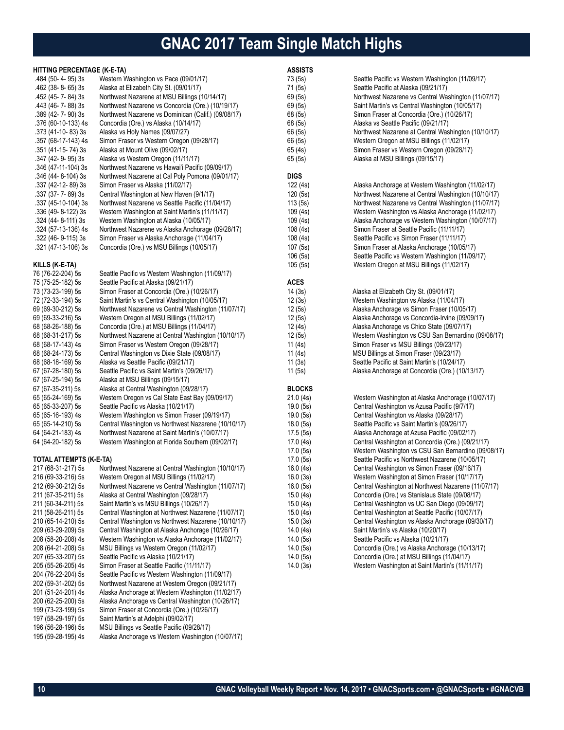# GNAC 2017 Team Single Match Highs

### HITTING PERCENTAGE (K-E-TA)

| | |
|---|---|
| .484 (50- 4- 95) 3s | Western Washington vs Pace (09/01/17) |
| .462 (38- 8- 65) 3s | Alaska at Elizabeth City St. (09/01/17) |
| .452 (45- 7- 84) 3s | Northwest Nazarene at MSU Billings (10/14/17) |
| .443 (46- 7- 88) 3s | Northwest Nazarene vs Concordia (Ore.) (10/19/17) |
| .389 (42- 7- 90) 3s | Northwest Nazarene vs Dominican (Calif.) (09/08/17) |
| .376 (60-10-133) 4s | Concordia (Ore.) vs Alaska (10/14/17) |
| .373 (41-10- 83) 3s | Alaska vs Holy Names (09/07/27) |
| .357 (68-17-143) 4s | Simon Fraser vs Western Oregon (09/28/17) |
| .351 (41-15- 74) 3s | Alaska at Mount Olive (09/02/17) |
| .347 (42- 9- 95) 3s | Alaska vs Western Oregon (11/11/17) |
| .346 (47-11-104) 3s | Northwest Nazarene vs Hawai'i Pacific (09/09/17) |
| .346 (44- 8-104) 3s | Northwest Nazarene at Cal Poly Pomona (09/01/17) |
| .337 (42-12- 89) 3s | Simon Fraser vs Alaska (11/02/17) |
| .337 (37- 7- 89) 3s | Central Washington at New Haven (9/1/17) |
| .337 (45-10-104) 3s | Northwest Nazarene vs Seattle Pacific (11/04/17) |
| .336 (49- 8-122) 3s | Western Washington at Saint Martin's (11/11/17) |
| .324 (44- 8-111) 3s | Western Washington at Alaska (10/05/17) |
| .324 (57-13-136) 4s | Northwest Nazarene vs Alaska Anchorage (09/28/17) |
| .322 (46- 9-115) 3s | Simon Fraser vs Alaska Anchorage (11/04/17) |
| .321 (47-13-106) 3s | Concordia (Ore.) vs MSU Billings (10/05/17) |

### KILLS (K-E-TA)

| | |
|---|---|
| 76 (76-22-204) 5s | Seattle Pacific vs Western Washington (11/09/17) |
| 75 (75-25-182) 5s | Seattle Pacific at Alaska (09/21/17) |
| 73 (73-23-199) 5s | Simon Fraser at Concordia (Ore.) (10/26/17) |
| 72 (72-33-194) 5s | Saint Martin's vs Central Washington (10/05/17) |
| 69 (69-30-212) 5s | Northwest Nazarene vs Central Washington (11/07/17) |
| 69 (69-33-216) 5s | Western Oregon at MSU Billings (11/02/17) |
| 68 (68-26-188) 5s | Concordia (Ore.) at MSU Billings (11/04/17) |
| 68 (68-31-217) 5s | Northwest Nazarene at Central Washington (10/10/17) |
| 68 (68-17-143) 4s | Simon Fraser vs Western Oregon (09/28/17) |
| 68 (68-24-173) 5s | Central Washington vs Dixie State (09/08/17) |
| 68 (68-18-169) 5s | Alaska vs Seattle Pacific (09/21/17) |
| 67 (67-28-180) 5s | Seattle Pacific vs Saint Martin's (09/26/17) |
| 67 (67-25-194) 5s | Alaska at MSU Billings (09/15/17) |
| 67 (67-35-211) 5s | Alaska at Central Washington (09/28/17) |
| 65 (65-24-169) 5s | Western Oregon vs Cal State East Bay (09/09/17) |
| 65 (65-33-207) 5s | Seattle Pacific vs Alaska (10/21/17) |
| 65 (65-16-193) 4s | Western Washington vs Simon Fraser (09/19/17) |
| 65 (65-14-210) 5s | Central Washington vs Northwest Nazarene (10/10/17) |
| 64 (64-21-183) 4s | Northwest Nazarene at Saint Martin's (10/07/17) |
| 64 (64-20-182) 5s | Western Washington at Florida Southern (09/02/17) |

### TOTAL ATTEMPTS (K-E-TA)

| | |
|---|---|
| 217 (68-31-217) 5s | Northwest Nazarene at Central Washington (10/10/17) |
| 216 (69-33-216) 5s | Western Oregon at MSU Billings (11/02/17) |
| 212 (69-30-212) 5s | Northwest Nazarene vs Central Washington (11/07/17) |
| 211 (67-35-211) 5s | Alaska at Central Washington (09/28/17) |
| 211 (60-34-211) 5s | Saint Martin's vs MSU Billings (10/26/17) |
| 211 (58-26-211) 5s | Central Washington at Northwest Nazarene (11/07/17) |
| 210 (65-14-210) 5s | Central Washington vs Northwest Nazarene (10/10/17) |
| 209 (63-29-209) 5s | Central Washington at Alaska Anchorage (10/26/17) |
| 208 (58-20-208) 4s | Western Washington vs Alaska Anchorage (11/02/17) |
| 208 (64-21-208) 5s | MSU Billings vs Western Oregon (11/02/17) |
| 207 (65-33-207) 5s | Seattle Pacific vs Alaska (10/21/17) |
| 205 (55-26-205) 4s | Simon Fraser at Seattle Pacific (11/11/17) |
| 204 (76-22-204) 5s | Seattle Pacific vs Western Washington (11/09/17) |
| 202 (59-31-202) 5s | Northwest Nazarene at Western Oregon (09/21/17) |
| 201 (51-24-201) 4s | Alaska Anchorage at Western Washington (11/02/17) |
| 200 (62-25-200) 5s | Alaska Anchorage vs Central Washington (10/26/17) |
| 199 (73-23-199) 5s | Simon Fraser at Concordia (Ore.) (10/26/17) |
| 197 (58-29-197) 5s | Saint Martin's at Adelphi (09/02/17) |
| 196 (56-28-196) 5s | MSU Billings vs Seattle Pacific (09/28/17) |
| 195 (59-28-195) 4s | Alaska Anchorage vs Western Washington (10/07/17) |

### ASSISTS

| | |
|---|---|
| 73 (5s) | Seattle Pacific vs Western Washington (11/09/17) |
| 71 (5s) | Seattle Pacific at Alaska (09/21/17) |
| 69 (5s) | Northwest Nazarene vs Central Washington (11/07/17) |
| 69 (5s) | Saint Martin's vs Central Washington (10/05/17) |
| 68 (5s) | Simon Fraser at Concordia (Ore.) (10/26/17) |
| 68 (5s) | Alaska vs Seattle Pacific (09/21/17) |
| 66 (5s) | Northwest Nazarene at Central Washington (10/10/17) |
| 66 (5s) | Western Oregon at MSU Billings (11/02/17) |
| 65 (4s) | Simon Fraser vs Western Oregon (09/28/17) |
| 65 (5s) | Alaska at MSU Billings (09/15/17) |

### DIGS

| | |
|---|---|
| 122 (4s) | Alaska Anchorage at Western Washington (11/02/17) |
| 120 (5s) | Northwest Nazarene at Central Washington (10/10/17) |
| 113 (5s) | Northwest Nazarene vs Central Washington (11/07/17) |
| 109 (4s) | Western Washington vs Alaska Anchorage (11/02/17) |
| 109 (4s) | Alaska Anchorage vs Western Washington (10/07/17) |
| 108 (4s) | Simon Fraser at Seattle Pacific (11/11/17) |
| 108 (4s) | Seattle Pacific vs Simon Fraser (11/11/17) |
| 107 (5s) | Simon Fraser at Alaska Anchorage (10/05/17) |
| 106 (5s) | Seattle Pacific vs Western Washington (11/09/17) |
| 105 (5s) | Western Oregon at MSU Billings (11/02/17) |

### ACES

| | |
|---|---|
| 14 (3s) | Alaska at Elizabeth City St. (09/01/17) |
| 12 (3s) | Western Washington vs Alaska (11/04/17) |
| 12 (5s) | Alaska Anchorage vs Simon Fraser (10/05/17) |
| 12 (5s) | Alaska Anchorage vs Concordia-Irvine (09/09/17) |
| 12 (4s) | Alaska Anchorage vs Chico State (09/07/17) |
| 12 (5s) | Western Washington vs CSU San Bernardino (09/08/17) |
| 11 (4s) | Simon Fraser vs MSU Billings (09/23/17) |
| 11 (4s) | MSU Billings at Simon Fraser (09/23/17) |
| 11 (3s) | Seattle Pacific at Saint Martin's (10/24/17) |
| 11 (5s) | Alaska Anchorage at Concordia (Ore.) (10/13/17) |

### BLOCKS

| | |
|---|---|
| 21.0 (4s) | Western Washington at Alaska Anchorage (10/07/17) |
| 19.0 (5s) | Central Washington vs Azusa Pacific (9/7/17) |
| 19.0 (5s) | Central Washington vs Alaska (09/28/17) |
| 18.0 (5s) | Seattle Pacific vs Saint Martin's (09/26/17) |
| 17.5 (5s) | Alaska Anchorage at Azusa Pacific (09/02/17) |
| 17.0 (4s) | Central Washington at Concordia (Ore.) (09/21/17) |
| 17.0 (5s) | Western Washington vs CSU San Bernardino (09/08/17) |
| 17.0 (5s) | Seattle Pacific vs Northwest Nazarene (10/05/17) |
| 16.0 (4s) | Central Washington vs Simon Fraser (09/16/17) |
| 16.0 (3s) | Western Washington at Simon Fraser (10/17/17) |
| 16.0 (5s) | Central Washington at Northwest Nazarene (11/07/17) |
| 15.0 (4s) | Concordia (Ore.) vs Stanislaus State (09/08/17) |
| 15.0 (4s) | Central Washington vs UC San Diego (09/09/17) |
| 15.0 (4s) | Central Washington at Seattle Pacific (10/07/17) |
| 15.0 (3s) | Central Washington vs Alaska Anchorage (09/30/17) |
| 14.0 (4s) | Saint Martin's vs Alaska (10/20/17) |
| 14.0 (5s) | Seattle Pacific vs Alaska (10/21/17) |
| 14.0 (5s) | Concordia (Ore.) vs Alaska Anchorage (10/13/17) |
| 14.0 (5s) | Concordia (Ore.) at MSU Billings (11/04/17) |
| 14.0 (3s) | Western Washington at Saint Martin's (11/11/17) |